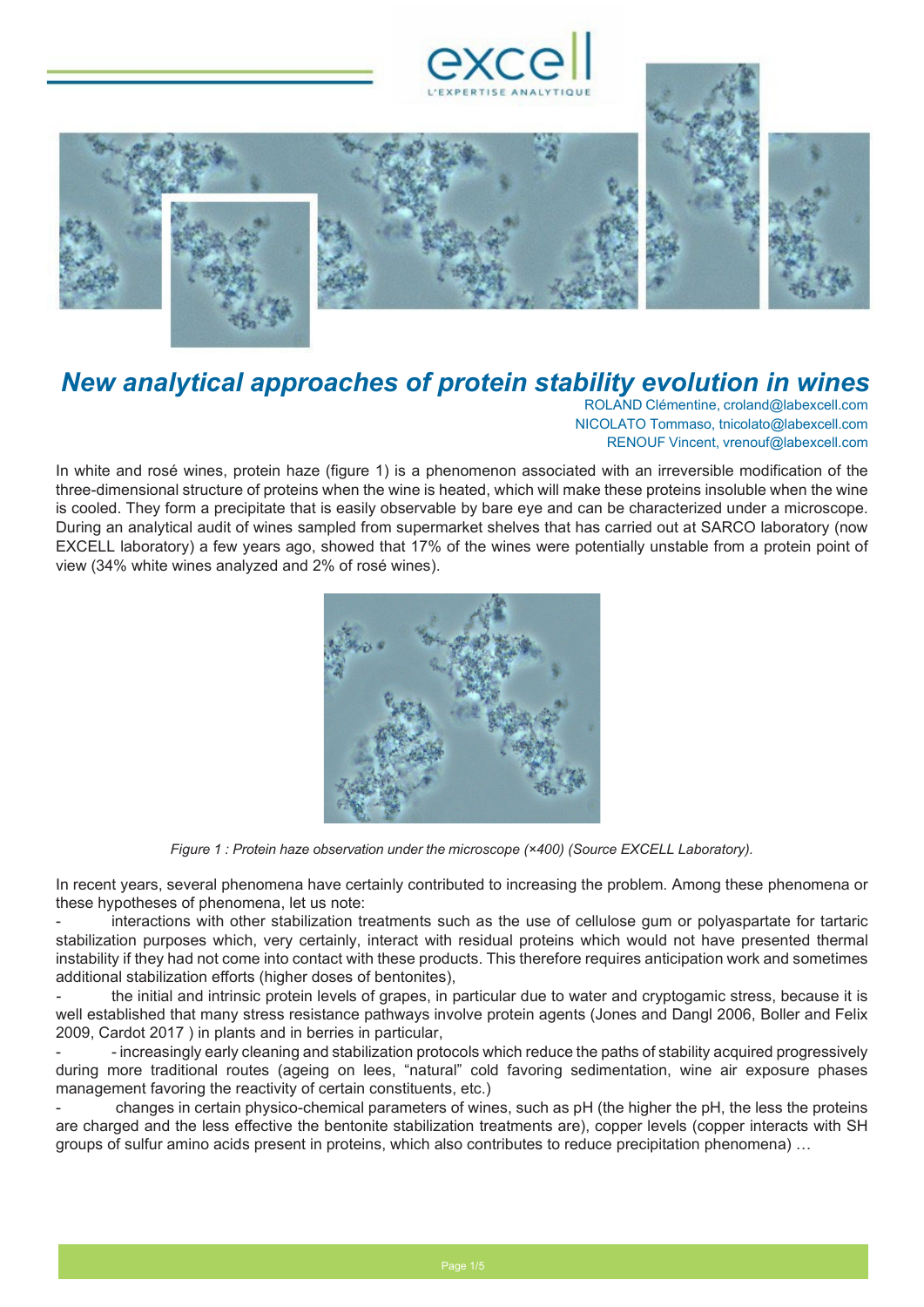# New analytical approaches of protein stability evolution in wines

ROLAND Clémentine, croland@labexcell.com
NICOLATO Tommaso, tnicolato@labexcell.com
RENOUF Vincent, vrenouf@labexcell.com

In white and rosé wines, protein haze (figure 1) is a phenomenon associated with an irreversible modification of the three-dimensional structure of proteins when the wine is heated, which will make these proteins insoluble when the wine is cooled. They form a precipitate that is easily observable by bare eye and can be characterized under a microscope. During an analytical audit of wines sampled from supermarket shelves that has carried out at SARCO laboratory (now EXCELL laboratory) a few years ago, showed that 17% of the wines were potentially unstable from a protein point of view (34% white wines analyzed and 2% of rosé wines).

*Figure 1 : Protein haze observation under the microscope (×400) (Source EXCELL Laboratory).*

In recent years, several phenomena have certainly contributed to increasing the problem. Among these phenomena or these hypotheses of phenomena, let us note:

- interactions with other stabilization treatments such as the use of cellulose gum or polyaspartate for tartaric stabilization purposes which, very certainly, interact with residual proteins which would not have presented thermal instability if they had not come into contact with these products. This therefore requires anticipation work and sometimes additional stabilization efforts (higher doses of bentonites),
- the initial and intrinsic protein levels of grapes, in particular due to water and cryptogamic stress, because it is well established that many stress resistance pathways involve protein agents (Jones and Dangl 2006, Boller and Felix 2009, Cardot 2017 ) in plants and in berries in particular,
- - increasingly early cleaning and stabilization protocols which reduce the paths of stability acquired progressively during more traditional routes (ageing on lees, "natural" cold favoring sedimentation, wine air exposure phases management favoring the reactivity of certain constituents, etc.)
- changes in certain physico-chemical parameters of wines, such as pH (the higher the pH, the less the proteins are charged and the less effective the bentonite stabilization treatments are), copper levels (copper interacts with SH groups of sulfur amino acids present in proteins, which also contributes to reduce precipitation phenomena) …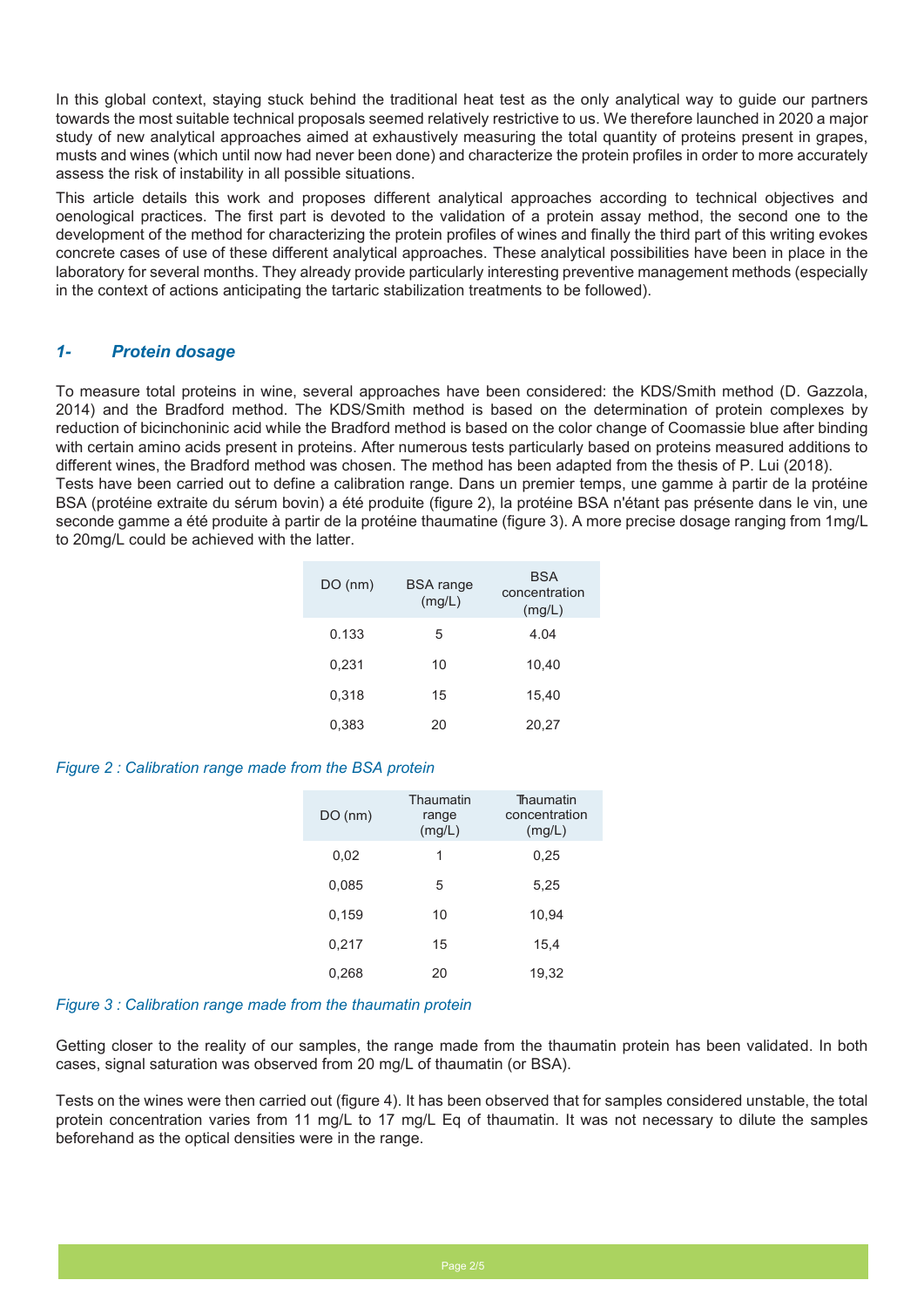In this global context, staying stuck behind the traditional heat test as the only analytical way to guide our partners towards the most suitable technical proposals seemed relatively restrictive to us. We therefore launched in 2020 a major study of new analytical approaches aimed at exhaustively measuring the total quantity of proteins present in grapes, musts and wines (which until now had never been done) and characterize the protein profiles in order to more accurately assess the risk of instability in all possible situations.

This article details this work and proposes different analytical approaches according to technical objectives and oenological practices. The first part is devoted to the validation of a protein assay method, the second one to the development of the method for characterizing the protein profiles of wines and finally the third part of this writing evokes concrete cases of use of these different analytical approaches. These analytical possibilities have been in place in the laboratory for several months. They already provide particularly interesting preventive management methods (especially in the context of actions anticipating the tartaric stabilization treatments to be followed).

## *1- Protein dosage*

To measure total proteins in wine, several approaches have been considered: the KDS/Smith method (D. Gazzola, 2014) and the Bradford method. The KDS/Smith method is based on the determination of protein complexes by reduction of bicinchoninic acid while the Bradford method is based on the color change of Coomassie blue after binding with certain amino acids present in proteins. After numerous tests particularly based on proteins measured additions to different wines, the Bradford method was chosen. The method has been adapted from the thesis of P. Lui (2018).
Tests have been carried out to define a calibration range. Dans un premier temps, une gamme à partir de la protéine BSA (protéine extraite du sérum bovin) a été produite (figure 2), la protéine BSA n'étant pas présente dans le vin, une seconde gamme a été produite à partir de la protéine thaumatine (figure 3). A more precise dosage ranging from 1mg/L to 20mg/L could be achieved with the latter.

| DO (nm) | BSA range (mg/L) | BSA concentration (mg/L) |
|---|---|---|
| 0.133 | 5 | 4.04 |
| 0,231 | 10 | 10,40 |
| 0,318 | 15 | 15,40 |
| 0,383 | 20 | 20,27 |

*Figure 2 : Calibration range made from the BSA protein*

| DO (nm) | Thaumatin range (mg/L) | Thaumatin concentration (mg/L) |
|---|---|---|
| 0,02 | 1 | 0,25 |
| 0,085 | 5 | 5,25 |
| 0,159 | 10 | 10,94 |
| 0,217 | 15 | 15,4 |
| 0,268 | 20 | 19,32 |

*Figure 3 : Calibration range made from the thaumatin protein*

Getting closer to the reality of our samples, the range made from the thaumatin protein has been validated. In both cases, signal saturation was observed from 20 mg/L of thaumatin (or BSA).

Tests on the wines were then carried out (figure 4). It has been observed that for samples considered unstable, the total protein concentration varies from 11 mg/L to 17 mg/L Eq of thaumatin. It was not necessary to dilute the samples beforehand as the optical densities were in the range.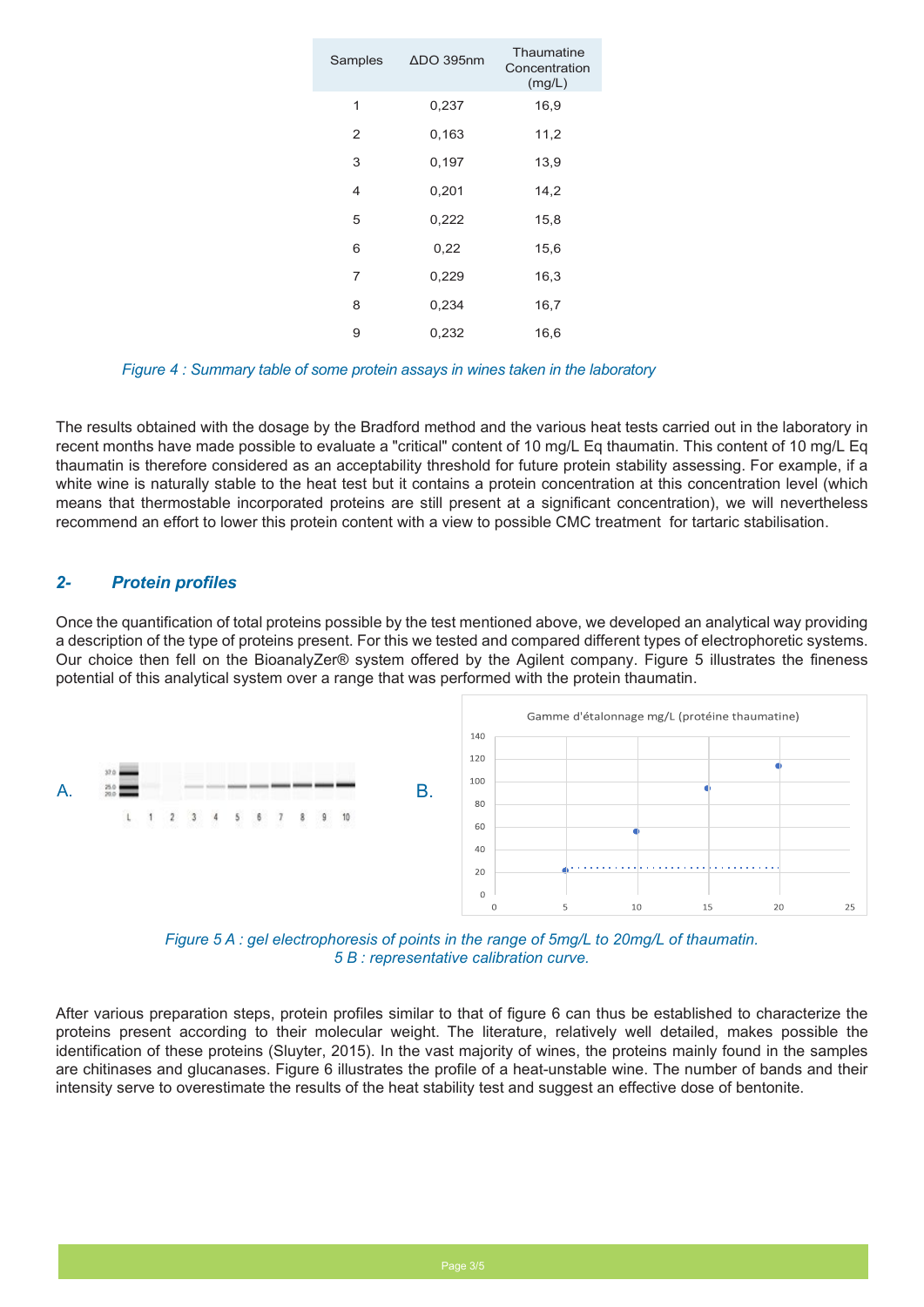| Samples | ΔDO 395nm | Thaumatine Concentration (mg/L) |
|---|---|---|
| 1 | 0,237 | 16,9 |
| 2 | 0,163 | 11,2 |
| 3 | 0,197 | 13,9 |
| 4 | 0,201 | 14,2 |
| 5 | 0,222 | 15,8 |
| 6 | 0,22 | 15,6 |
| 7 | 0,229 | 16,3 |
| 8 | 0,234 | 16,7 |
| 9 | 0,232 | 16,6 |

*Figure 4 : Summary table of some protein assays in wines taken in the laboratory*

The results obtained with the dosage by the Bradford method and the various heat tests carried out in the laboratory in recent months have made possible to evaluate a "critical" content of 10 mg/L Eq thaumatin. This content of 10 mg/L Eq thaumatin is therefore considered as an acceptability threshold for future protein stability assessing. For example, if a white wine is naturally stable to the heat test but it contains a protein concentration at this concentration level (which means that thermostable incorporated proteins are still present at a significant concentration), we will nevertheless recommend an effort to lower this protein content with a view to possible CMC treatment for tartaric stabilisation.

## 2- Protein profiles

Once the quantification of total proteins possible by the test mentioned above, we developed an analytical way providing a description of the type of proteins present. For this we tested and compared different types of electrophoretic systems. Our choice then fell on the BioanalyZer® system offered by the Agilent company. Figure 5 illustrates the fineness potential of this analytical system over a range that was performed with the protein thaumatin.

*Figure 5 A : gel electrophoresis of points in the range of 5mg/L to 20mg/L of thaumatin.*
*5 B : representative calibration curve.*

After various preparation steps, protein profiles similar to that of figure 6 can thus be established to characterize the proteins present according to their molecular weight. The literature, relatively well detailed, makes possible the identification of these proteins (Sluyter, 2015). In the vast majority of wines, the proteins mainly found in the samples are chitinases and glucanases. Figure 6 illustrates the profile of a heat-unstable wine. The number of bands and their intensity serve to overestimate the results of the heat stability test and suggest an effective dose of bentonite.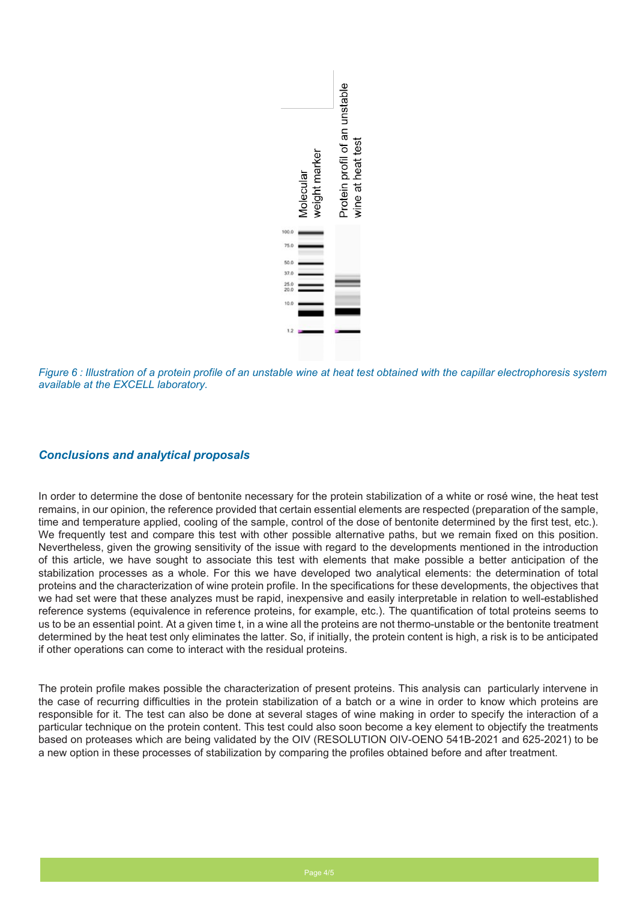*Figure 6 : Illustration of a protein profile of an unstable wine at heat test obtained with the capillar electrophoresis system available at the EXCELL laboratory.*

### *Conclusions and analytical proposals*

In order to determine the dose of bentonite necessary for the protein stabilization of a white or rosé wine, the heat test remains, in our opinion, the reference provided that certain essential elements are respected (preparation of the sample, time and temperature applied, cooling of the sample, control of the dose of bentonite determined by the first test, etc.). We frequently test and compare this test with other possible alternative paths, but we remain fixed on this position. Nevertheless, given the growing sensitivity of the issue with regard to the developments mentioned in the introduction of this article, we have sought to associate this test with elements that make possible a better anticipation of the stabilization processes as a whole. For this we have developed two analytical elements: the determination of total proteins and the characterization of wine protein profile. In the specifications for these developments, the objectives that we had set were that these analyzes must be rapid, inexpensive and easily interpretable in relation to well-established reference systems (equivalence in reference proteins, for example, etc.). The quantification of total proteins seems to us to be an essential point. At a given time t, in a wine all the proteins are not thermo-unstable or the bentonite treatment determined by the heat test only eliminates the latter. So, if initially, the protein content is high, a risk is to be anticipated if other operations can come to interact with the residual proteins.

The protein profile makes possible the characterization of present proteins. This analysis can particularly intervene in the case of recurring difficulties in the protein stabilization of a batch or a wine in order to know which proteins are responsible for it. The test can also be done at several stages of wine making in order to specify the interaction of a particular technique on the protein content. This test could also soon become a key element to objectify the treatments based on proteases which are being validated by the OIV (RESOLUTION OIV-OENO 541B-2021 and 625-2021) to be a new option in these processes of stabilization by comparing the profiles obtained before and after treatment.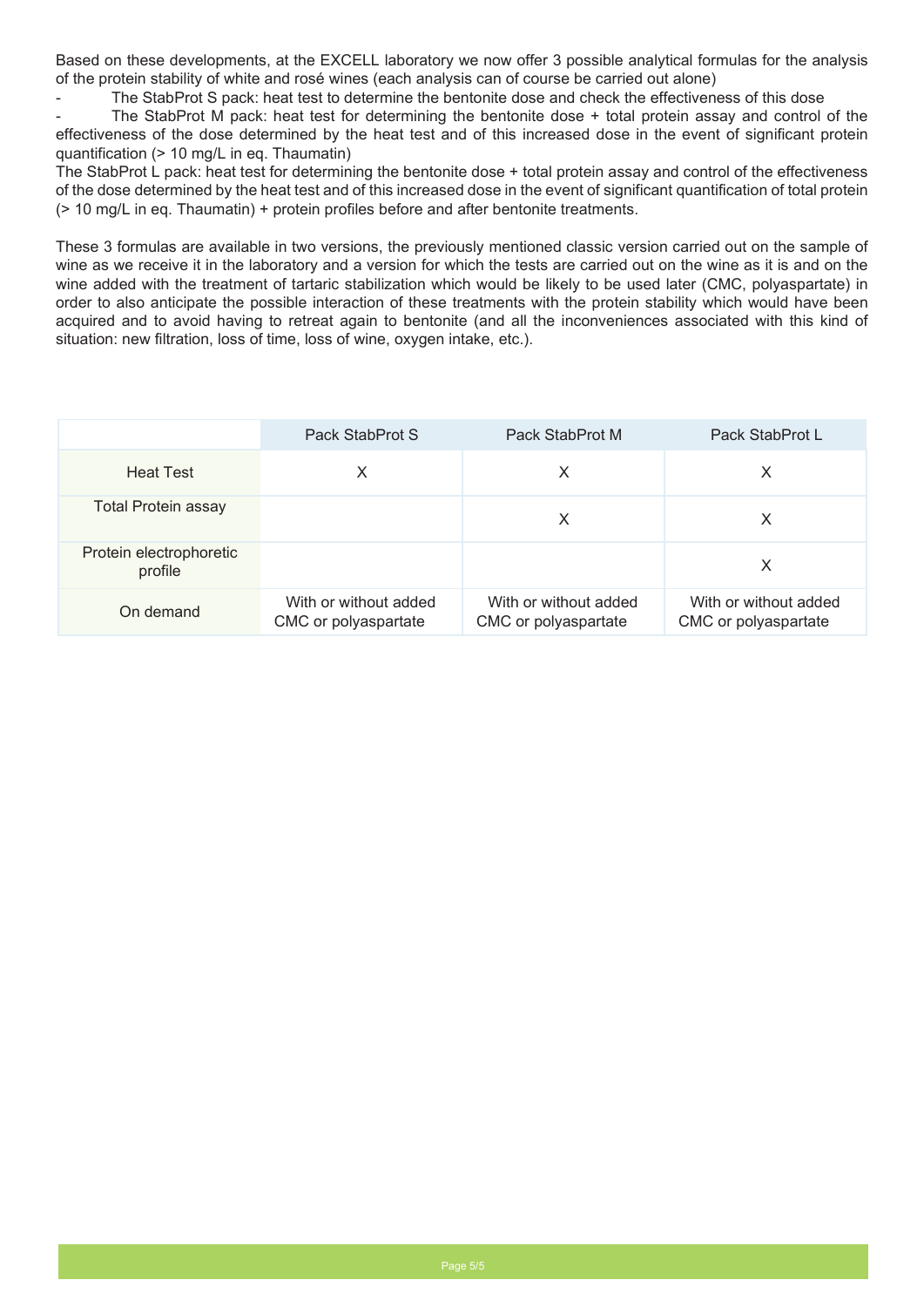Based on these developments, at the EXCELL laboratory we now offer 3 possible analytical formulas for the analysis of the protein stability of white and rosé wines (each analysis can of course be carried out alone)

- The StabProt S pack: heat test to determine the bentonite dose and check the effectiveness of this dose
- The StabProt M pack: heat test for determining the bentonite dose + total protein assay and control of the effectiveness of the dose determined by the heat test and of this increased dose in the event of significant protein quantification (> 10 mg/L in eq. Thaumatin)

The StabProt L pack: heat test for determining the bentonite dose + total protein assay and control of the effectiveness of the dose determined by the heat test and of this increased dose in the event of significant quantification of total protein (> 10 mg/L in eq. Thaumatin) + protein profiles before and after bentonite treatments.

These 3 formulas are available in two versions, the previously mentioned classic version carried out on the sample of wine as we receive it in the laboratory and a version for which the tests are carried out on the wine as it is and on the wine added with the treatment of tartaric stabilization which would be likely to be used later (CMC, polyaspartate) in order to also anticipate the possible interaction of these treatments with the protein stability which would have been acquired and to avoid having to retreat again to bentonite (and all the inconveniences associated with this kind of situation: new filtration, loss of time, loss of wine, oxygen intake, etc.).

| | Pack StabProt S | Pack StabProt M | Pack StabProt L |
|---|---|---|---|
| Heat Test | X | X | X |
| Total Protein assay | | X | X |
| Protein electrophoretic profile | | | X |
| On demand | With or without added CMC or polyaspartate | With or without added CMC or polyaspartate | With or without added CMC or polyaspartate |